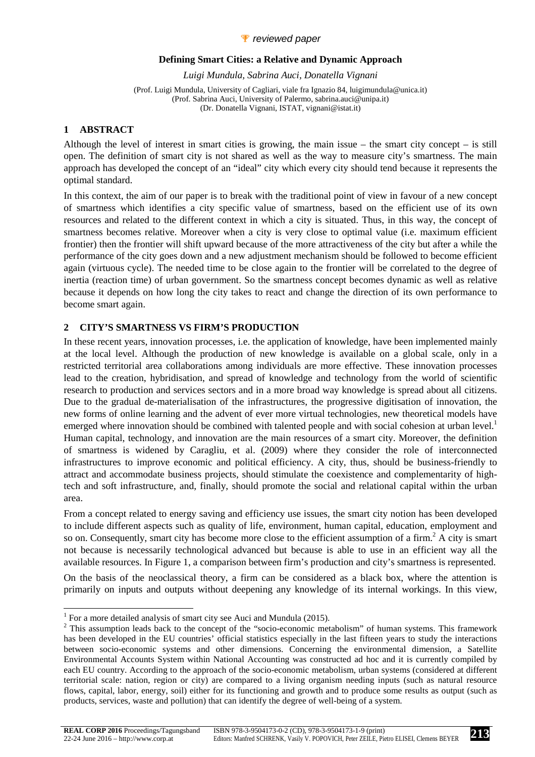*reviewed paper*

# Defining Smart Cities: a Relative and Dynamic Approach

*Luigi Mundula, Sabrina Auci, Donatella Vignani*

(Prof. Luigi Mundula, University of Cagliari, viale fra Ignazio 84, luigimundula@unica.it)
(Prof. Sabrina Auci, University of Palermo, sabrina.auci@unipa.it)
(Dr. Donatella Vignani, ISTAT, vignani@istat.it)

## 1 ABSTRACT

Although the level of interest in smart cities is growing, the main issue – the smart city concept – is still open. The definition of smart city is not shared as well as the way to measure city's smartness. The main approach has developed the concept of an "ideal" city which every city should tend because it represents the optimal standard.

In this context, the aim of our paper is to break with the traditional point of view in favour of a new concept of smartness which identifies a city specific value of smartness, based on the efficient use of its own resources and related to the different context in which a city is situated. Thus, in this way, the concept of smartness becomes relative. Moreover when a city is very close to optimal value (i.e. maximum efficient frontier) then the frontier will shift upward because of the more attractiveness of the city but after a while the performance of the city goes down and a new adjustment mechanism should be followed to become efficient again (virtuous cycle). The needed time to be close again to the frontier will be correlated to the degree of inertia (reaction time) of urban government. So the smartness concept becomes dynamic as well as relative because it depends on how long the city takes to react and change the direction of its own performance to become smart again.

## 2 CITY'S SMARTNESS VS FIRM'S PRODUCTION

In these recent years, innovation processes, i.e. the application of knowledge, have been implemented mainly at the local level. Although the production of new knowledge is available on a global scale, only in a restricted territorial area collaborations among individuals are more effective. These innovation processes lead to the creation, hybridisation, and spread of knowledge and technology from the world of scientific research to production and services sectors and in a more broad way knowledge is spread about all citizens. Due to the gradual de-materialisation of the infrastructures, the progressive digitisation of innovation, the new forms of online learning and the advent of ever more virtual technologies, new theoretical models have emerged where innovation should be combined with talented people and with social cohesion at urban level.[1] Human capital, technology, and innovation are the main resources of a smart city. Moreover, the definition of smartness is widened by Caragliu, et al. (2009) where they consider the role of interconnected infrastructures to improve economic and political efficiency. A city, thus, should be business-friendly to attract and accommodate business projects, should stimulate the coexistence and complementarity of high-tech and soft infrastructure, and, finally, should promote the social and relational capital within the urban area.

From a concept related to energy saving and efficiency use issues, the smart city notion has been developed to include different aspects such as quality of life, environment, human capital, education, employment and so on. Consequently, smart city has become more close to the efficient assumption of a firm.[2] A city is smart not because is necessarily technological advanced but because is able to use in an efficient way all the available resources. In Figure 1, a comparison between firm's production and city's smartness is represented.

On the basis of the neoclassical theory, a firm can be considered as a black box, where the attention is primarily on inputs and outputs without deepening any knowledge of its internal workings. In this view,

[1] For a more detailed analysis of smart city see Auci and Mundula (2015).

[2] This assumption leads back to the concept of the "socio-economic metabolism" of human systems. This framework has been developed in the EU countries' official statistics especially in the last fifteen years to study the interactions between socio-economic systems and other dimensions. Concerning the environmental dimension, a Satellite Environmental Accounts System within National Accounting was constructed ad hoc and it is currently compiled by each EU country. According to the approach of the socio-economic metabolism, urban systems (considered at different territorial scale: nation, region or city) are compared to a living organism needing inputs (such as natural resource flows, capital, labor, energy, soil) either for its functioning and growth and to produce some results as output (such as products, services, waste and pollution) that can identify the degree of well-being of a system.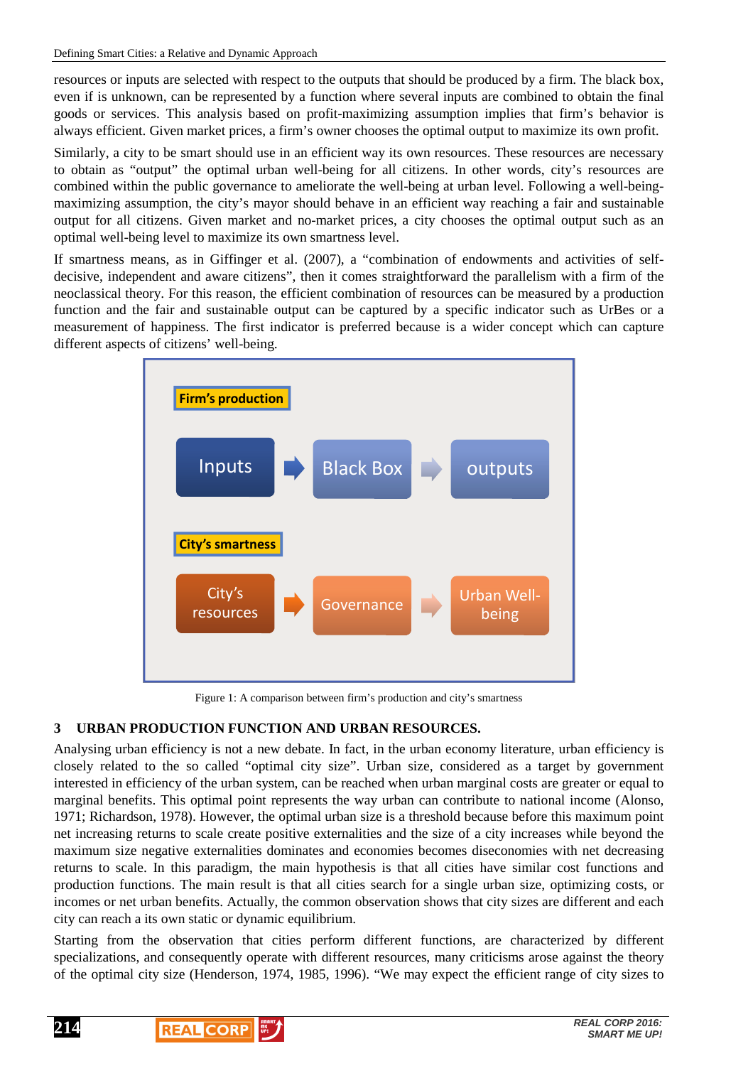resources or inputs are selected with respect to the outputs that should be produced by a firm. The black box, even if is unknown, can be represented by a function where several inputs are combined to obtain the final goods or services. This analysis based on profit-maximizing assumption implies that firm's behavior is always efficient. Given market prices, a firm's owner chooses the optimal output to maximize its own profit.

Similarly, a city to be smart should use in an efficient way its own resources. These resources are necessary to obtain as "output" the optimal urban well-being for all citizens. In other words, city's resources are combined within the public governance to ameliorate the well-being at urban level. Following a well-being-maximizing assumption, the city's mayor should behave in an efficient way reaching a fair and sustainable output for all citizens. Given market and no-market prices, a city chooses the optimal output such as an optimal well-being level to maximize its own smartness level.

If smartness means, as in Giffinger et al. (2007), a "combination of endowments and activities of self-decisive, independent and aware citizens", then it comes straightforward the parallelism with a firm of the neoclassical theory. For this reason, the efficient combination of resources can be measured by a production function and the fair and sustainable output can be captured by a specific indicator such as UrBes or a measurement of happiness. The first indicator is preferred because is a wider concept which can capture different aspects of citizens' well-being.

**Firm's production**

Inputs → Black Box → outputs

**City's smartness**

City's resources → Governance → Urban Well-being

Figure 1: A comparison between firm's production and city's smartness

## 3 URBAN PRODUCTION FUNCTION AND URBAN RESOURCES.

Analysing urban efficiency is not a new debate. In fact, in the urban economy literature, urban efficiency is closely related to the so called "optimal city size". Urban size, considered as a target by government interested in efficiency of the urban system, can be reached when urban marginal costs are greater or equal to marginal benefits. This optimal point represents the way urban can contribute to national income (Alonso, 1971; Richardson, 1978). However, the optimal urban size is a threshold because before this maximum point net increasing returns to scale create positive externalities and the size of a city increases while beyond the maximum size negative externalities dominates and economies becomes diseconomies with net decreasing returns to scale. In this paradigm, the main hypothesis is that all cities have similar cost functions and production functions. The main result is that all cities search for a single urban size, optimizing costs, or incomes or net urban benefits. Actually, the common observation shows that city sizes are different and each city can reach a its own static or dynamic equilibrium.

Starting from the observation that cities perform different functions, are characterized by different specializations, and consequently operate with different resources, many criticisms arose against the theory of the optimal city size (Henderson, 1974, 1985, 1996). "We may expect the efficient range of city sizes to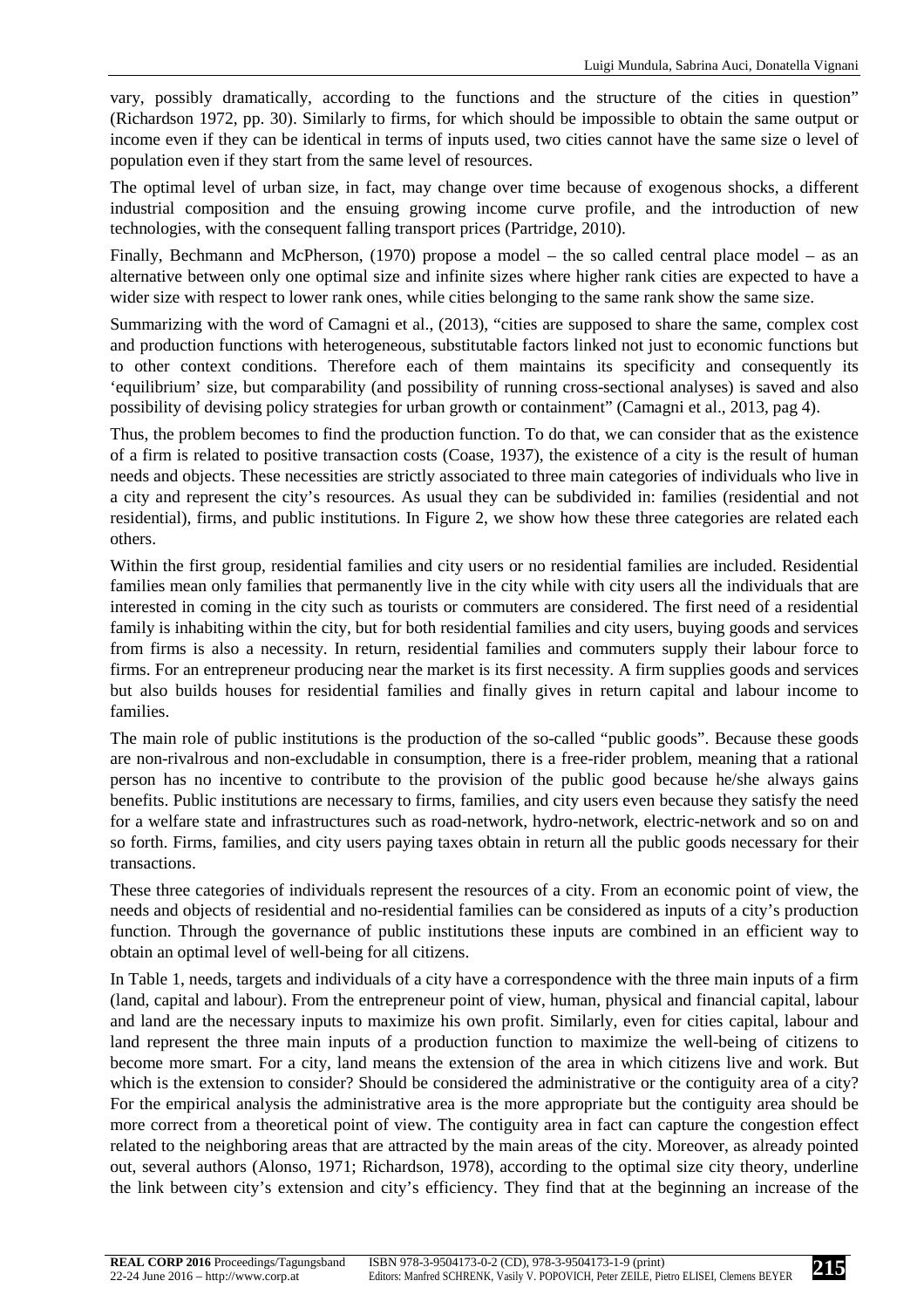vary, possibly dramatically, according to the functions and the structure of the cities in question" (Richardson 1972, pp. 30). Similarly to firms, for which should be impossible to obtain the same output or income even if they can be identical in terms of inputs used, two cities cannot have the same size o level of population even if they start from the same level of resources.

The optimal level of urban size, in fact, may change over time because of exogenous shocks, a different industrial composition and the ensuing growing income curve profile, and the introduction of new technologies, with the consequent falling transport prices (Partridge, 2010).

Finally, Bechmann and McPherson, (1970) propose a model – the so called central place model – as an alternative between only one optimal size and infinite sizes where higher rank cities are expected to have a wider size with respect to lower rank ones, while cities belonging to the same rank show the same size.

Summarizing with the word of Camagni et al., (2013), "cities are supposed to share the same, complex cost and production functions with heterogeneous, substitutable factors linked not just to economic functions but to other context conditions. Therefore each of them maintains its specificity and consequently its 'equilibrium' size, but comparability (and possibility of running cross-sectional analyses) is saved and also possibility of devising policy strategies for urban growth or containment" (Camagni et al., 2013, pag 4).

Thus, the problem becomes to find the production function. To do that, we can consider that as the existence of a firm is related to positive transaction costs (Coase, 1937), the existence of a city is the result of human needs and objects. These necessities are strictly associated to three main categories of individuals who live in a city and represent the city's resources. As usual they can be subdivided in: families (residential and not residential), firms, and public institutions. In Figure 2, we show how these three categories are related each others.

Within the first group, residential families and city users or no residential families are included. Residential families mean only families that permanently live in the city while with city users all the individuals that are interested in coming in the city such as tourists or commuters are considered. The first need of a residential family is inhabiting within the city, but for both residential families and city users, buying goods and services from firms is also a necessity. In return, residential families and commuters supply their labour force to firms. For an entrepreneur producing near the market is its first necessity. A firm supplies goods and services but also builds houses for residential families and finally gives in return capital and labour income to families.

The main role of public institutions is the production of the so-called "public goods". Because these goods are non-rivalrous and non-excludable in consumption, there is a free-rider problem, meaning that a rational person has no incentive to contribute to the provision of the public good because he/she always gains benefits. Public institutions are necessary to firms, families, and city users even because they satisfy the need for a welfare state and infrastructures such as road-network, hydro-network, electric-network and so on and so forth. Firms, families, and city users paying taxes obtain in return all the public goods necessary for their transactions.

These three categories of individuals represent the resources of a city. From an economic point of view, the needs and objects of residential and no-residential families can be considered as inputs of a city's production function. Through the governance of public institutions these inputs are combined in an efficient way to obtain an optimal level of well-being for all citizens.

In Table 1, needs, targets and individuals of a city have a correspondence with the three main inputs of a firm (land, capital and labour). From the entrepreneur point of view, human, physical and financial capital, labour and land are the necessary inputs to maximize his own profit. Similarly, even for cities capital, labour and land represent the three main inputs of a production function to maximize the well-being of citizens to become more smart. For a city, land means the extension of the area in which citizens live and work. But which is the extension to consider? Should be considered the administrative or the contiguity area of a city? For the empirical analysis the administrative area is the more appropriate but the contiguity area should be more correct from a theoretical point of view. The contiguity area in fact can capture the congestion effect related to the neighboring areas that are attracted by the main areas of the city. Moreover, as already pointed out, several authors (Alonso, 1971; Richardson, 1978), according to the optimal size city theory, underline the link between city's extension and city's efficiency. They find that at the beginning an increase of the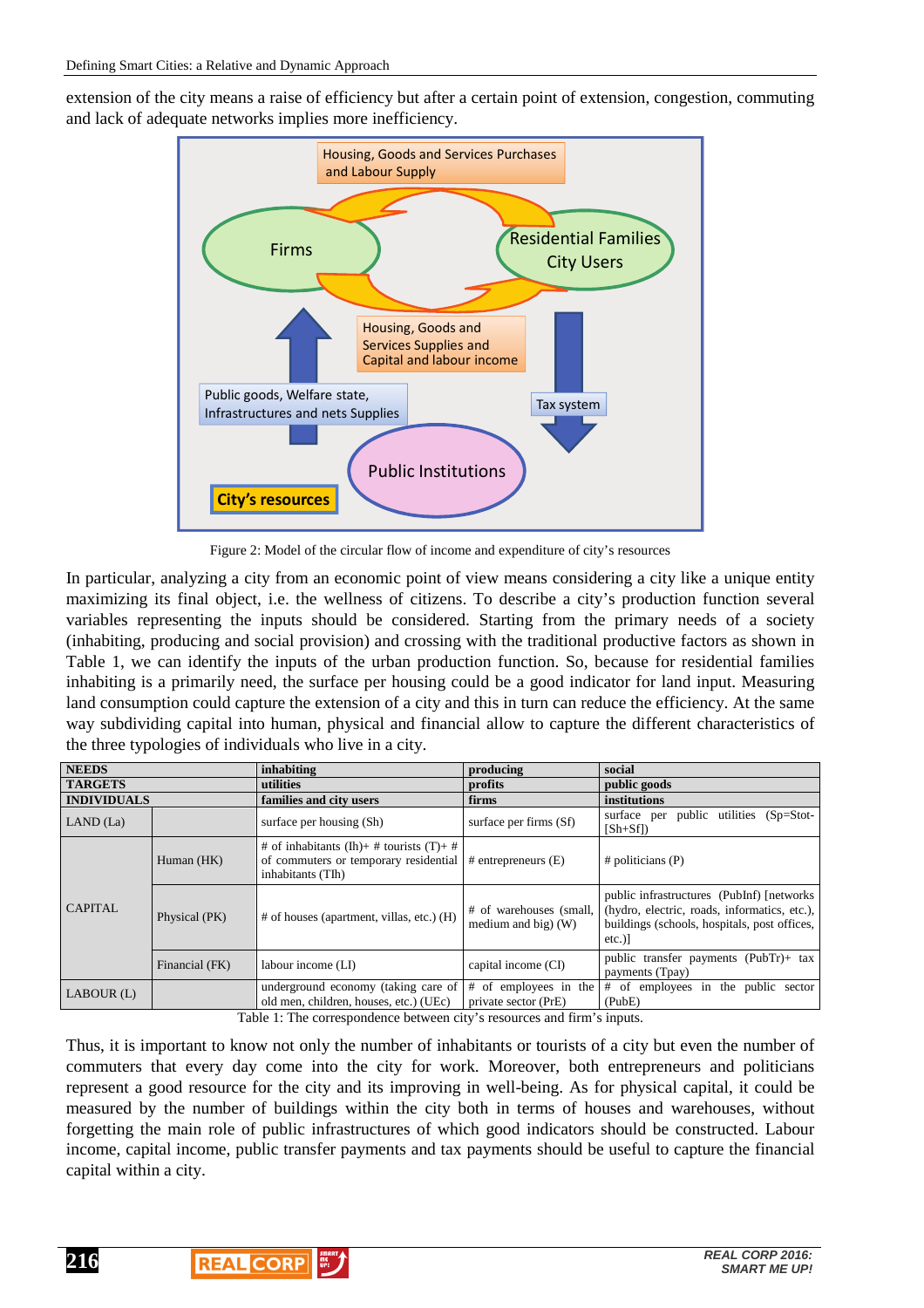extension of the city means a raise of efficiency but after a certain point of extension, congestion, commuting and lack of adequate networks implies more inefficiency.

Figure 2: Model of the circular flow of income and expenditure of city's resources

In particular, analyzing a city from an economic point of view means considering a city like a unique entity maximizing its final object, i.e. the wellness of citizens. To describe a city's production function several variables representing the inputs should be considered. Starting from the primary needs of a society (inhabiting, producing and social provision) and crossing with the traditional productive factors as shown in Table 1, we can identify the inputs of the urban production function. So, because for residential families inhabiting is a primarily need, the surface per housing could be a good indicator for land input. Measuring land consumption could capture the extension of a city and this in turn can reduce the efficiency. At the same way subdividing capital into human, physical and financial allow to capture the different characteristics of the three typologies of individuals who live in a city.

| **NEEDS** | | **inhabiting** | **producing** | **social** |
|---|---|---|---|---|
| **TARGETS** | | **utilities** | **profits** | **public goods** |
| **INDIVIDUALS** | | **families and city users** | **firms** | **institutions** |
| LAND (La) | | surface per housing (Sh) | surface per firms (Sf) | surface per public utilities (Sp=Stot-[Sh+Sf]) |
| CAPITAL | Human (HK) | # of inhabitants (Ih)+ # tourists (T)+ # of commuters or temporary residential inhabitants (TIh) | # entrepreneurs (E) | # politicians (P) |
| | Physical (PK) | # of houses (apartment, villas, etc.) (H) | # of warehouses (small, medium and big) (W) | public infrastructures (PubInf) [networks (hydro, electric, roads, informatics, etc.), buildings (schools, hospitals, post offices, etc.)] |
| | Financial (FK) | labour income (LI) | capital income (CI) | public transfer payments (PubTr)+ tax payments (Tpay) |
| LABOUR (L) | | underground economy (taking care of old men, children, houses, etc.) (UEc) | # of employees in the private sector (PrE) | # of employees in the public sector (PubE) |

Table 1: The correspondence between city's resources and firm's inputs.

Thus, it is important to know not only the number of inhabitants or tourists of a city but even the number of commuters that every day come into the city for work. Moreover, both entrepreneurs and politicians represent a good resource for the city and its improving in well-being. As for physical capital, it could be measured by the number of buildings within the city both in terms of houses and warehouses, without forgetting the main role of public infrastructures of which good indicators should be constructed. Labour income, capital income, public transfer payments and tax payments should be useful to capture the financial capital within a city.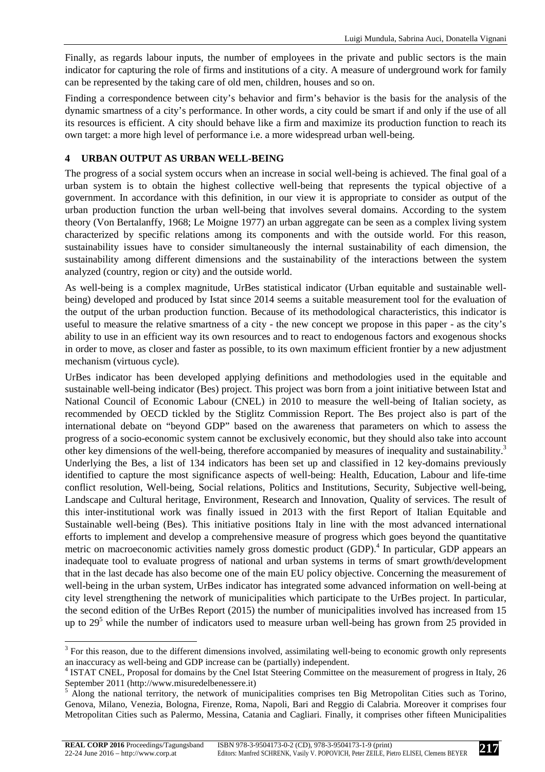Finally, as regards labour inputs, the number of employees in the private and public sectors is the main indicator for capturing the role of firms and institutions of a city. A measure of underground work for family can be represented by the taking care of old men, children, houses and so on.

Finding a correspondence between city's behavior and firm's behavior is the basis for the analysis of the dynamic smartness of a city's performance. In other words, a city could be smart if and only if the use of all its resources is efficient. A city should behave like a firm and maximize its production function to reach its own target: a more high level of performance i.e. a more widespread urban well-being.

## 4 URBAN OUTPUT AS URBAN WELL-BEING

The progress of a social system occurs when an increase in social well-being is achieved. The final goal of a urban system is to obtain the highest collective well-being that represents the typical objective of a government. In accordance with this definition, in our view it is appropriate to consider as output of the urban production function the urban well-being that involves several domains. According to the system theory (Von Bertalanffy, 1968; Le Moigne 1977) an urban aggregate can be seen as a complex living system characterized by specific relations among its components and with the outside world. For this reason, sustainability issues have to consider simultaneously the internal sustainability of each dimension, the sustainability among different dimensions and the sustainability of the interactions between the system analyzed (country, region or city) and the outside world.

As well-being is a complex magnitude, UrBes statistical indicator (Urban equitable and sustainable well-being) developed and produced by Istat since 2014 seems a suitable measurement tool for the evaluation of the output of the urban production function. Because of its methodological characteristics, this indicator is useful to measure the relative smartness of a city - the new concept we propose in this paper - as the city's ability to use in an efficient way its own resources and to react to endogenous factors and exogenous shocks in order to move, as closer and faster as possible, to its own maximum efficient frontier by a new adjustment mechanism (virtuous cycle).

UrBes indicator has been developed applying definitions and methodologies used in the equitable and sustainable well-being indicator (Bes) project. This project was born from a joint initiative between Istat and National Council of Economic Labour (CNEL) in 2010 to measure the well-being of Italian society, as recommended by OECD tickled by the Stiglitz Commission Report. The Bes project also is part of the international debate on "beyond GDP" based on the awareness that parameters on which to assess the progress of a socio-economic system cannot be exclusively economic, but they should also take into account other key dimensions of the well-being, therefore accompanied by measures of inequality and sustainability.[3] Underlying the Bes, a list of 134 indicators has been set up and classified in 12 key-domains previously identified to capture the most significance aspects of well-being: Health, Education, Labour and life-time conflict resolution, Well-being, Social relations, Politics and Institutions, Security, Subjective well-being, Landscape and Cultural heritage, Environment, Research and Innovation, Quality of services. The result of this inter-institutional work was finally issued in 2013 with the first Report of Italian Equitable and Sustainable well-being (Bes). This initiative positions Italy in line with the most advanced international efforts to implement and develop a comprehensive measure of progress which goes beyond the quantitative metric on macroeconomic activities namely gross domestic product (GDP).[4] In particular, GDP appears an inadequate tool to evaluate progress of national and urban systems in terms of smart growth/development that in the last decade has also become one of the main EU policy objective. Concerning the measurement of well-being in the urban system, UrBes indicator has integrated some advanced information on well-being at city level strengthening the network of municipalities which participate to the UrBes project. In particular, the second edition of the UrBes Report (2015) the number of municipalities involved has increased from 15 up to 29[5] while the number of indicators used to measure urban well-being has grown from 25 provided in

---

[3] For this reason, due to the different dimensions involved, assimilating well-being to economic growth only represents an inaccuracy as well-being and GDP increase can be (partially) independent.

[4] ISTAT CNEL, Proposal for domains by the Cnel Istat Steering Committee on the measurement of progress in Italy, 26 September 2011 (http://www.misuredelbenessere.it)

[5] Along the national territory, the network of municipalities comprises ten Big Metropolitan Cities such as Torino, Genova, Milano, Venezia, Bologna, Firenze, Roma, Napoli, Bari and Reggio di Calabria. Moreover it comprises four Metropolitan Cities such as Palermo, Messina, Catania and Cagliari. Finally, it comprises other fifteen Municipalities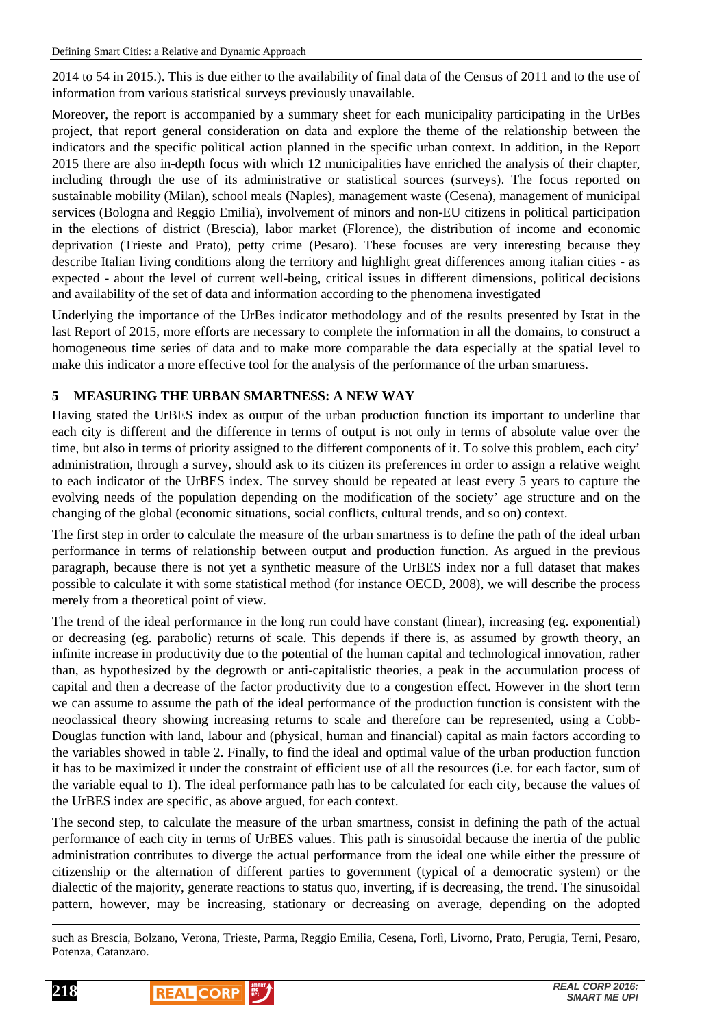2014 to 54 in 2015.). This is due either to the availability of final data of the Census of 2011 and to the use of information from various statistical surveys previously unavailable.

Moreover, the report is accompanied by a summary sheet for each municipality participating in the UrBes project, that report general consideration on data and explore the theme of the relationship between the indicators and the specific political action planned in the specific urban context. In addition, in the Report 2015 there are also in-depth focus with which 12 municipalities have enriched the analysis of their chapter, including through the use of its administrative or statistical sources (surveys). The focus reported on sustainable mobility (Milan), school meals (Naples), management waste (Cesena), management of municipal services (Bologna and Reggio Emilia), involvement of minors and non-EU citizens in political participation in the elections of district (Brescia), labor market (Florence), the distribution of income and economic deprivation (Trieste and Prato), petty crime (Pesaro). These focuses are very interesting because they describe Italian living conditions along the territory and highlight great differences among italian cities - as expected - about the level of current well-being, critical issues in different dimensions, political decisions and availability of the set of data and information according to the phenomena investigated

Underlying the importance of the UrBes indicator methodology and of the results presented by Istat in the last Report of 2015, more efforts are necessary to complete the information in all the domains, to construct a homogeneous time series of data and to make more comparable the data especially at the spatial level to make this indicator a more effective tool for the analysis of the performance of the urban smartness.

## 5 MEASURING THE URBAN SMARTNESS: A NEW WAY

Having stated the UrBES index as output of the urban production function its important to underline that each city is different and the difference in terms of output is not only in terms of absolute value over the time, but also in terms of priority assigned to the different components of it. To solve this problem, each city' administration, through a survey, should ask to its citizen its preferences in order to assign a relative weight to each indicator of the UrBES index. The survey should be repeated at least every 5 years to capture the evolving needs of the population depending on the modification of the society' age structure and on the changing of the global (economic situations, social conflicts, cultural trends, and so on) context.

The first step in order to calculate the measure of the urban smartness is to define the path of the ideal urban performance in terms of relationship between output and production function. As argued in the previous paragraph, because there is not yet a synthetic measure of the UrBES index nor a full dataset that makes possible to calculate it with some statistical method (for instance OECD, 2008), we will describe the process merely from a theoretical point of view.

The trend of the ideal performance in the long run could have constant (linear), increasing (eg. exponential) or decreasing (eg. parabolic) returns of scale. This depends if there is, as assumed by growth theory, an infinite increase in productivity due to the potential of the human capital and technological innovation, rather than, as hypothesized by the degrowth or anti-capitalistic theories, a peak in the accumulation process of capital and then a decrease of the factor productivity due to a congestion effect. However in the short term we can assume to assume the path of the ideal performance of the production function is consistent with the neoclassical theory showing increasing returns to scale and therefore can be represented, using a Cobb-Douglas function with land, labour and (physical, human and financial) capital as main factors according to the variables showed in table 2. Finally, to find the ideal and optimal value of the urban production function it has to be maximized it under the constraint of efficient use of all the resources (i.e. for each factor, sum of the variable equal to 1). The ideal performance path has to be calculated for each city, because the values of the UrBES index are specific, as above argued, for each context.

The second step, to calculate the measure of the urban smartness, consist in defining the path of the actual performance of each city in terms of UrBES values. This path is sinusoidal because the inertia of the public administration contributes to diverge the actual performance from the ideal one while either the pressure of citizenship or the alternation of different parties to government (typical of a democratic system) or the dialectic of the majority, generate reactions to status quo, inverting, if is decreasing, the trend. The sinusoidal pattern, however, may be increasing, stationary or decreasing on average, depending on the adopted

such as Brescia, Bolzano, Verona, Trieste, Parma, Reggio Emilia, Cesena, Forlì, Livorno, Prato, Perugia, Terni, Pesaro, Potenza, Catanzaro.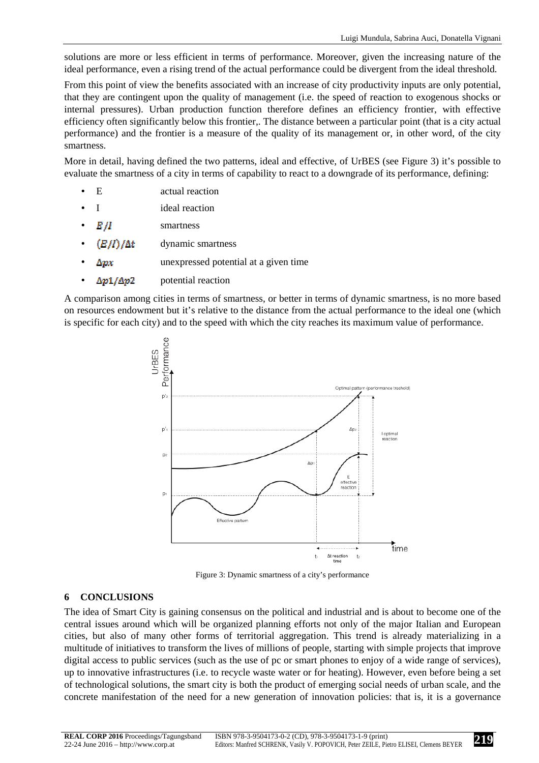solutions are more or less efficient in terms of performance. Moreover, given the increasing nature of the ideal performance, even a rising trend of the actual performance could be divergent from the ideal threshold.

From this point of view the benefits associated with an increase of city productivity inputs are only potential, that they are contingent upon the quality of management (i.e. the speed of reaction to exogenous shocks or internal pressures). Urban production function therefore defines an efficiency frontier, with effective efficiency often significantly below this frontier,. The distance between a particular point (that is a city actual performance) and the frontier is a measure of the quality of its management or, in other word, of the city smartness.

More in detail, having defined the two patterns, ideal and effective, of UrBES (see Figure 3) it's possible to evaluate the smartness of a city in terms of capability to react to a downgrade of its performance, defining:

- E — actual reaction
- I — ideal reaction
- $E/I$ — smartness
- $(E/I)/\Delta t$ — dynamic smartness
- $\Delta px$ — unexpressed potential at a given time
- $\Delta p1/\Delta p2$ — potential reaction

A comparison among cities in terms of smartness, or better in terms of dynamic smartness, is no more based on resources endowment but it's relative to the distance from the actual performance to the ideal one (which is specific for each city) and to the speed with which the city reaches its maximum value of performance.

Figure 3: Dynamic smartness of a city's performance

## 6 CONCLUSIONS

The idea of Smart City is gaining consensus on the political and industrial and is about to become one of the central issues around which will be organized planning efforts not only of the major Italian and European cities, but also of many other forms of territorial aggregation. This trend is already materializing in a multitude of initiatives to transform the lives of millions of people, starting with simple projects that improve digital access to public services (such as the use of pc or smart phones to enjoy of a wide range of services), up to innovative infrastructures (i.e. to recycle waste water or for heating). However, even before being a set of technological solutions, the smart city is both the product of emerging social needs of urban scale, and the concrete manifestation of the need for a new generation of innovation policies: that is, it is a governance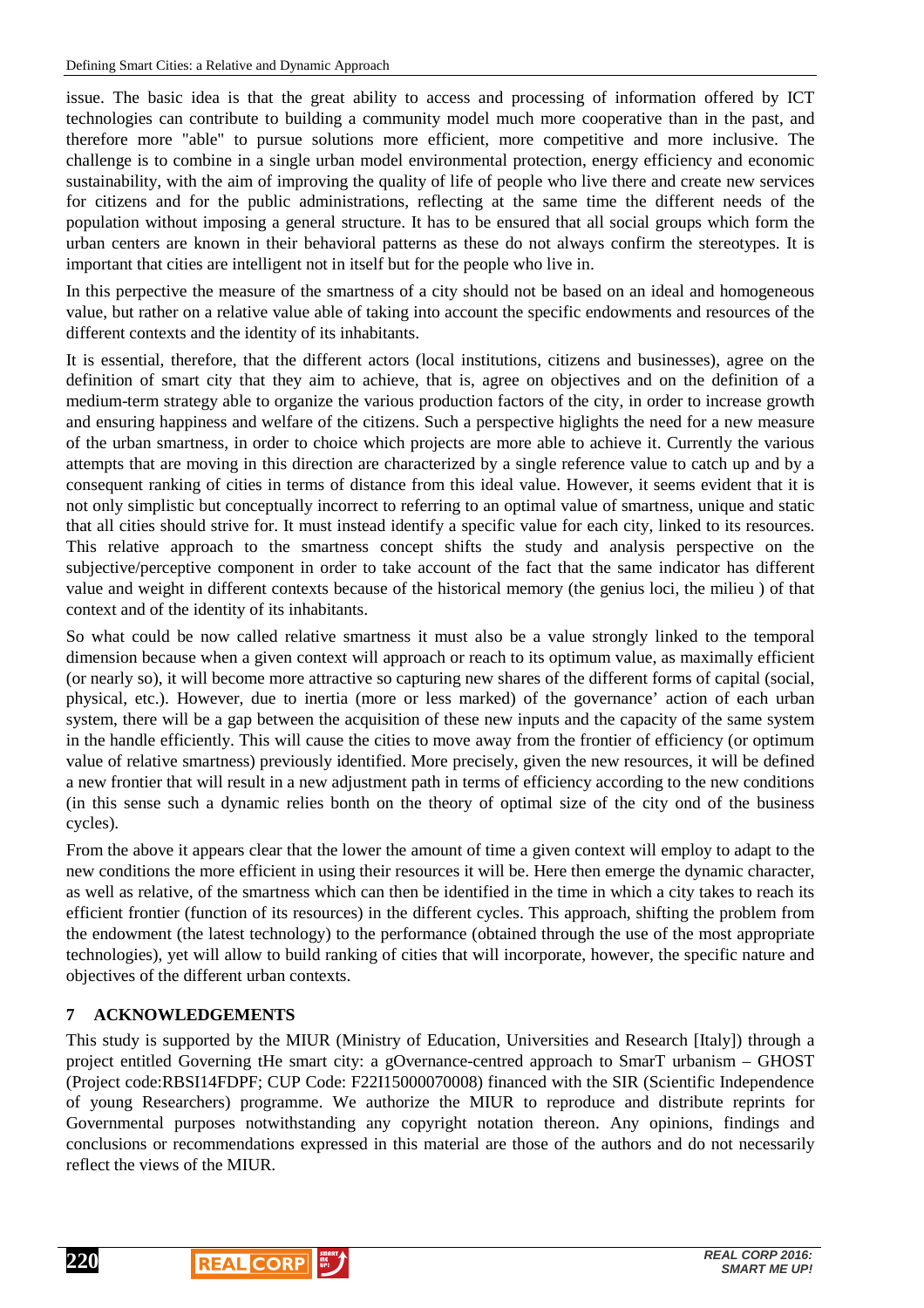issue. The basic idea is that the great ability to access and processing of information offered by ICT technologies can contribute to building a community model much more cooperative than in the past, and therefore more "able" to pursue solutions more efficient, more competitive and more inclusive. The challenge is to combine in a single urban model environmental protection, energy efficiency and economic sustainability, with the aim of improving the quality of life of people who live there and create new services for citizens and for the public administrations, reflecting at the same time the different needs of the population without imposing a general structure. It has to be ensured that all social groups which form the urban centers are known in their behavioral patterns as these do not always confirm the stereotypes. It is important that cities are intelligent not in itself but for the people who live in.

In this perpective the measure of the smartness of a city should not be based on an ideal and homogeneous value, but rather on a relative value able of taking into account the specific endowments and resources of the different contexts and the identity of its inhabitants.

It is essential, therefore, that the different actors (local institutions, citizens and businesses), agree on the definition of smart city that they aim to achieve, that is, agree on objectives and on the definition of a medium-term strategy able to organize the various production factors of the city, in order to increase growth and ensuring happiness and welfare of the citizens. Such a perspective higlights the need for a new measure of the urban smartness, in order to choice which projects are more able to achieve it. Currently the various attempts that are moving in this direction are characterized by a single reference value to catch up and by a consequent ranking of cities in terms of distance from this ideal value. However, it seems evident that it is not only simplistic but conceptually incorrect to referring to an optimal value of smartness, unique and static that all cities should strive for. It must instead identify a specific value for each city, linked to its resources. This relative approach to the smartness concept shifts the study and analysis perspective on the subjective/perceptive component in order to take account of the fact that the same indicator has different value and weight in different contexts because of the historical memory (the genius loci, the milieu ) of that context and of the identity of its inhabitants.

So what could be now called relative smartness it must also be a value strongly linked to the temporal dimension because when a given context will approach or reach to its optimum value, as maximally efficient (or nearly so), it will become more attractive so capturing new shares of the different forms of capital (social, physical, etc.). However, due to inertia (more or less marked) of the governance' action of each urban system, there will be a gap between the acquisition of these new inputs and the capacity of the same system in the handle efficiently. This will cause the cities to move away from the frontier of efficiency (or optimum value of relative smartness) previously identified. More precisely, given the new resources, it will be defined a new frontier that will result in a new adjustment path in terms of efficiency according to the new conditions (in this sense such a dynamic relies bonth on the theory of optimal size of the city ond of the business cycles).

From the above it appears clear that the lower the amount of time a given context will employ to adapt to the new conditions the more efficient in using their resources it will be. Here then emerge the dynamic character, as well as relative, of the smartness which can then be identified in the time in which a city takes to reach its efficient frontier (function of its resources) in the different cycles. This approach, shifting the problem from the endowment (the latest technology) to the performance (obtained through the use of the most appropriate technologies), yet will allow to build ranking of cities that will incorporate, however, the specific nature and objectives of the different urban contexts.

## 7 ACKNOWLEDGEMENTS

This study is supported by the MIUR (Ministry of Education, Universities and Research [Italy]) through a project entitled Governing tHe smart city: a gOvernance-centred approach to SmarT urbanism – GHOST (Project code:RBSI14FDPF; CUP Code: F22I15000070008) financed with the SIR (Scientific Independence of young Researchers) programme. We authorize the MIUR to reproduce and distribute reprints for Governmental purposes notwithstanding any copyright notation thereon. Any opinions, findings and conclusions or recommendations expressed in this material are those of the authors and do not necessarily reflect the views of the MIUR.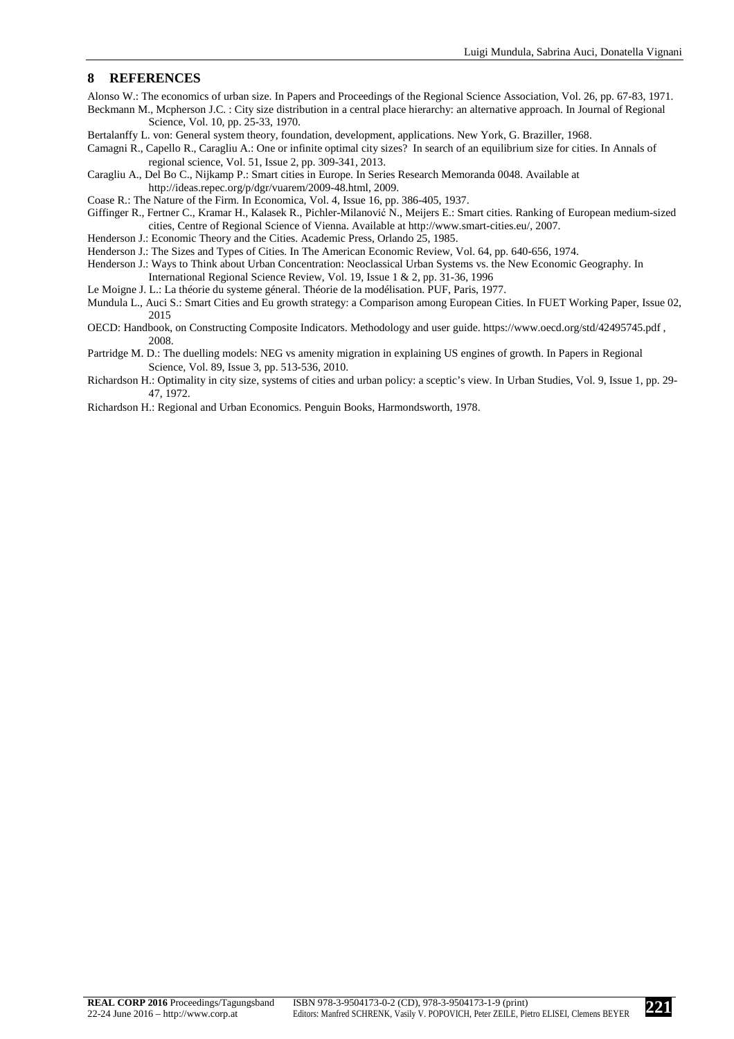## 8 REFERENCES

Alonso W.: The economics of urban size. In Papers and Proceedings of the Regional Science Association, Vol. 26, pp. 67-83, 1971.

Beckmann M., Mcpherson J.C. : City size distribution in a central place hierarchy: an alternative approach. In Journal of Regional Science, Vol. 10, pp. 25-33, 1970.

Bertalanffy L. von: General system theory, foundation, development, applications. New York, G. Braziller, 1968.

Camagni R., Capello R., Caragliu A.: One or infinite optimal city sizes? In search of an equilibrium size for cities. In Annals of regional science, Vol. 51, Issue 2, pp. 309-341, 2013.

Caragliu A., Del Bo C., Nijkamp P.: Smart cities in Europe. In Series Research Memoranda 0048. Available at http://ideas.repec.org/p/dgr/vuarem/2009-48.html, 2009.

Coase R.: The Nature of the Firm. In Economica, Vol. 4, Issue 16, pp. 386-405, 1937.

Giffinger R., Fertner C., Kramar H., Kalasek R., Pichler-Milanović N., Meijers E.: Smart cities. Ranking of European medium-sized cities, Centre of Regional Science of Vienna. Available at http://www.smart-cities.eu/, 2007.

Henderson J.: Economic Theory and the Cities. Academic Press, Orlando 25, 1985.

Henderson J.: The Sizes and Types of Cities. In The American Economic Review, Vol. 64, pp. 640-656, 1974.

Henderson J.: Ways to Think about Urban Concentration: Neoclassical Urban Systems vs. the New Economic Geography. In International Regional Science Review, Vol. 19, Issue 1 & 2, pp. 31-36, 1996

Le Moigne J. L.: La théorie du systeme géneral. Théorie de la modélisation. PUF, Paris, 1977.

Mundula L., Auci S.: Smart Cities and Eu growth strategy: a Comparison among European Cities. In FUET Working Paper, Issue 02, 2015

OECD: Handbook, on Constructing Composite Indicators. Methodology and user guide. https://www.oecd.org/std/42495745.pdf , 2008.

Partridge M. D.: The duelling models: NEG vs amenity migration in explaining US engines of growth. In Papers in Regional Science, Vol. 89, Issue 3, pp. 513-536, 2010.

Richardson H.: Optimality in city size, systems of cities and urban policy: a sceptic's view. In Urban Studies, Vol. 9, Issue 1, pp. 29-47, 1972.

Richardson H.: Regional and Urban Economics. Penguin Books, Harmondsworth, 1978.